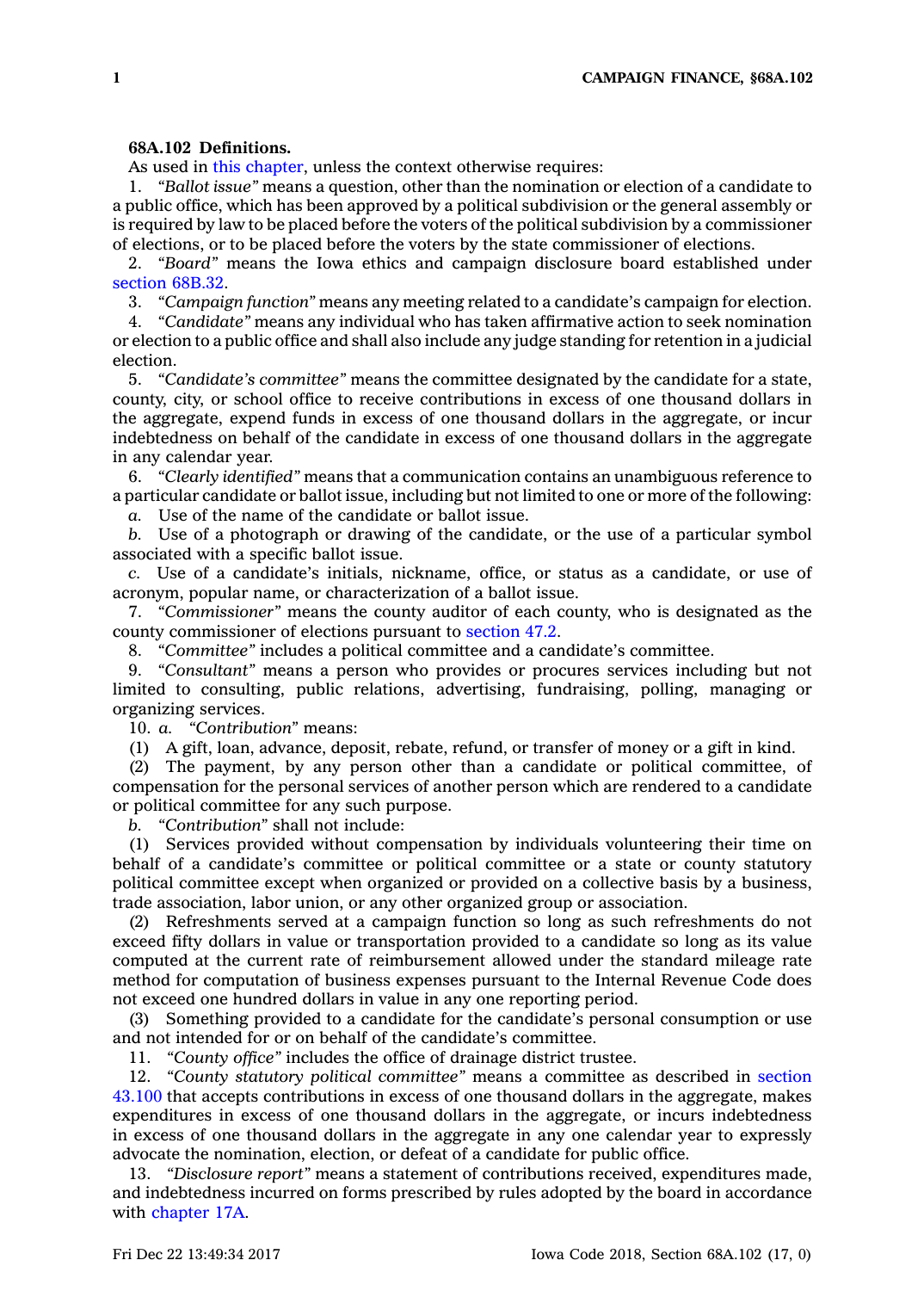**68A.102 Definitions.**

As used in this chapter, unless the context otherwise requires:

1. *"Ballot issue"* means a question, other than the nomination or election of a candidate to a public office, which has been approved by a political subdivision or the general assembly or is required by law to be placed before the voters of the political subdivision by a commissioner of elections, or to be placed before the voters by the state commissioner of elections.

2. *"Board"* means the Iowa ethics and campaign disclosure board established under section 68B.32.

3. *"Campaign function"* means any meeting related to a candidate's campaign for election.

4. *"Candidate"* means any individual who has taken affirmative action to seek nomination or election to a public office and shall also include any judge standing for retention in a judicial election.

5. *"Candidate's committee"* means the committee designated by the candidate for a state, county, city, or school office to receive contributions in excess of one thousand dollars in the aggregate, expend funds in excess of one thousand dollars in the aggregate, or incur indebtedness on behalf of the candidate in excess of one thousand dollars in the aggregate in any calendar year.

6. *"Clearly identified"* means that a communication contains an unambiguous reference to a particular candidate or ballot issue, including but not limited to one or more of the following:

*a.* Use of the name of the candidate or ballot issue.

*b.* Use of a photograph or drawing of the candidate, or the use of a particular symbol associated with a specific ballot issue.

*c.* Use of a candidate's initials, nickname, office, or status as a candidate, or use of acronym, popular name, or characterization of a ballot issue.

7. *"Commissioner"* means the county auditor of each county, who is designated as the county commissioner of elections pursuant to section 47.2.

8. *"Committee"* includes a political committee and a candidate's committee.

9. *"Consultant"* means a person who provides or procures services including but not limited to consulting, public relations, advertising, fundraising, polling, managing or organizing services.

10. *a. "Contribution"* means:

(1) A gift, loan, advance, deposit, rebate, refund, or transfer of money or a gift in kind.

(2) The payment, by any person other than a candidate or political committee, of compensation for the personal services of another person which are rendered to a candidate or political committee for any such purpose.

*b. "Contribution"* shall not include:

(1) Services provided without compensation by individuals volunteering their time on behalf of a candidate's committee or political committee or a state or county statutory political committee except when organized or provided on a collective basis by a business, trade association, labor union, or any other organized group or association.

(2) Refreshments served at a campaign function so long as such refreshments do not exceed fifty dollars in value or transportation provided to a candidate so long as its value computed at the current rate of reimbursement allowed under the standard mileage rate method for computation of business expenses pursuant to the Internal Revenue Code does not exceed one hundred dollars in value in any one reporting period.

(3) Something provided to a candidate for the candidate's personal consumption or use and not intended for or on behalf of the candidate's committee.

11. *"County office"* includes the office of drainage district trustee.

12. *"County statutory political committee"* means a committee as described in section 43.100 that accepts contributions in excess of one thousand dollars in the aggregate, makes expenditures in excess of one thousand dollars in the aggregate, or incurs indebtedness in excess of one thousand dollars in the aggregate in any one calendar year to expressly advocate the nomination, election, or defeat of a candidate for public office.

13. *"Disclosure report"* means a statement of contributions received, expenditures made, and indebtedness incurred on forms prescribed by rules adopted by the board in accordance with chapter 17A.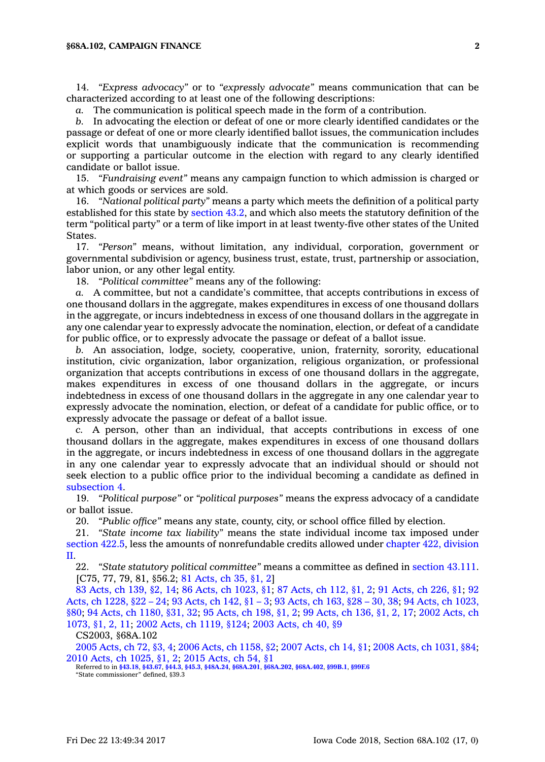14. *"Express advocacy"* or to *"expressly advocate"* means communication that can be characterized according to at least one of the following descriptions:

*a.* The communication is political speech made in the form of a contribution.

*b.* In advocating the election or defeat of one or more clearly identified candidates or the passage or defeat of one or more clearly identified ballot issues, the communication includes explicit words that unambiguously indicate that the communication is recommending or supporting a particular outcome in the election with regard to any clearly identified candidate or ballot issue.

15. *"Fundraising event"* means any campaign function to which admission is charged or at which goods or services are sold.

16. *"National political party"* means a party which meets the definition of a political party established for this state by section 43.2, and which also meets the statutory definition of the term "political party" or a term of like import in at least twenty-five other states of the United States.

17. *"Person"* means, without limitation, any individual, corporation, government or governmental subdivision or agency, business trust, estate, trust, partnership or association, labor union, or any other legal entity.

18. *"Political committee"* means any of the following:

*a.* A committee, but not a candidate's committee, that accepts contributions in excess of one thousand dollars in the aggregate, makes expenditures in excess of one thousand dollars in the aggregate, or incurs indebtedness in excess of one thousand dollars in the aggregate in any one calendar year to expressly advocate the nomination, election, or defeat of a candidate for public office, or to expressly advocate the passage or defeat of a ballot issue.

*b.* An association, lodge, society, cooperative, union, fraternity, sorority, educational institution, civic organization, labor organization, religious organization, or professional organization that accepts contributions in excess of one thousand dollars in the aggregate, makes expenditures in excess of one thousand dollars in the aggregate, or incurs indebtedness in excess of one thousand dollars in the aggregate in any one calendar year to expressly advocate the nomination, election, or defeat of a candidate for public office, or to expressly advocate the passage or defeat of a ballot issue.

*c.* A person, other than an individual, that accepts contributions in excess of one thousand dollars in the aggregate, makes expenditures in excess of one thousand dollars in the aggregate, or incurs indebtedness in excess of one thousand dollars in the aggregate in any one calendar year to expressly advocate that an individual should or should not seek election to a public office prior to the individual becoming a candidate as defined in subsection 4.

19. *"Political purpose"* or *"political purposes"* means the express advocacy of a candidate or ballot issue.

20. *"Public office"* means any state, county, city, or school office filled by election.

21. *"State income tax liability"* means the state individual income tax imposed under section 422.5, less the amounts of nonrefundable credits allowed under chapter 422, division II.

22. *"State statutory political committee"* means a committee as defined in section 43.111.

[C75, 77, 79, 81, §56.2; 81 Acts, ch 35, §1, 2]

83 Acts, ch 139, §2, 14; 86 Acts, ch 1023, §1; 87 Acts, ch 112, §1, 2; 91 Acts, ch 226, §1; 92 Acts, ch 1228, §22 – 24; 93 Acts, ch 142, §1 – 3; 93 Acts, ch 163, §28 – 30, 38; 94 Acts, ch 1023, §80; 94 Acts, ch 1180, §31, 32; 95 Acts, ch 198, §1, 2; 99 Acts, ch 136, §1, 2, 17; 2002 Acts, ch 1073, §1, 2, 11; 2002 Acts, ch 1119, §124; 2003 Acts, ch 40, §9

CS2003, §68A.102

2005 Acts, ch 72, §3, 4; 2006 Acts, ch 1158, §2; 2007 Acts, ch 14, §1; 2008 Acts, ch 1031, §84; 2010 Acts, ch 1025, §1, 2; 2015 Acts, ch 54, §1

Referred to in §43.18, §43.67, §44.3, §45.3, §48A.24, §68A.201, §68A.202, §68A.402, §99B.1, §99F.6

"State commissioner" defined, §39.3